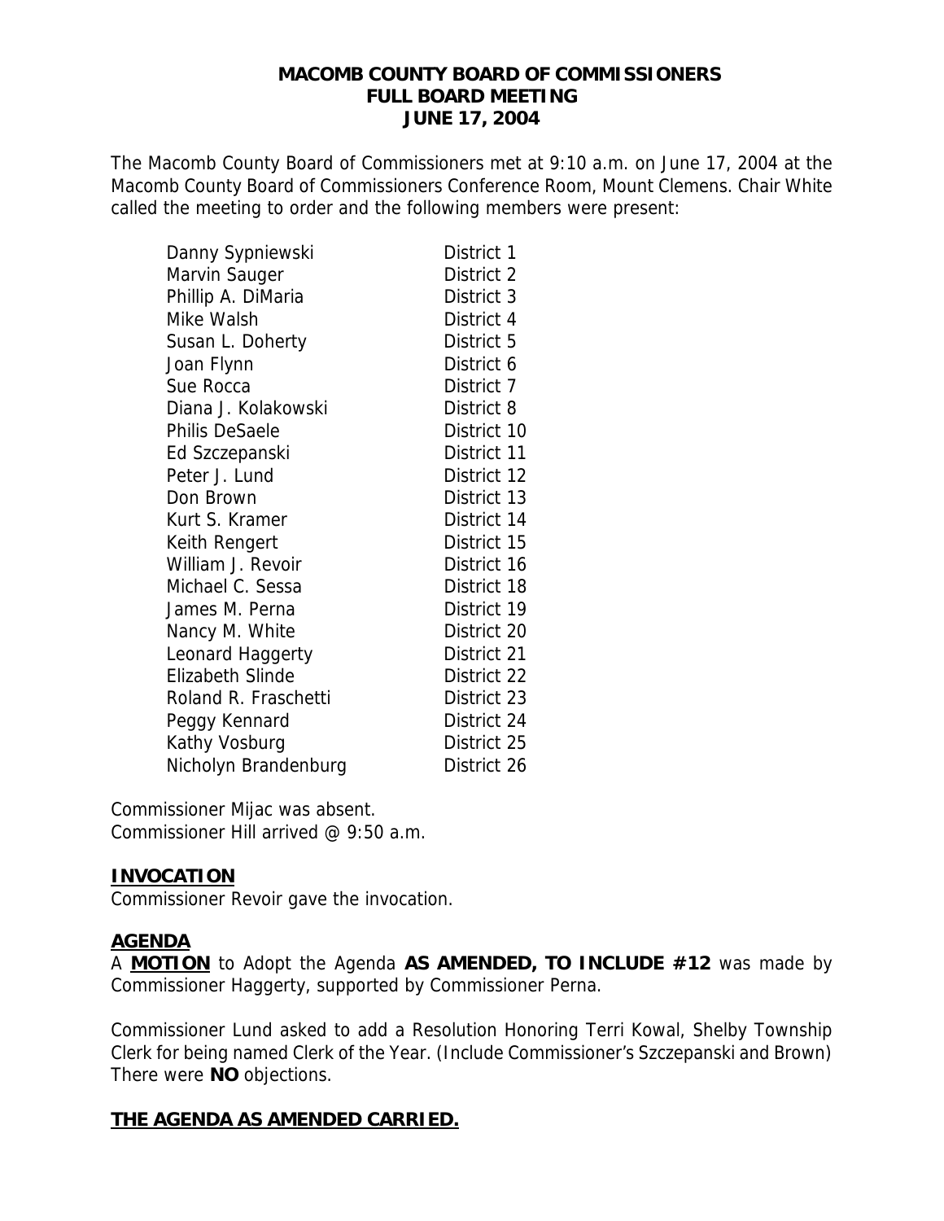**MACOMB COUNTY BOARD OF COMMISSIONERS**
**FULL BOARD MEETING**
**JUNE 17, 2004**

The Macomb County Board of Commissioners met at 9:10 a.m. on June 17, 2004 at the Macomb County Board of Commissioners Conference Room, Mount Clemens. Chair White called the meeting to order and the following members were present:

| | |
|---|---|
| Danny Sypniewski | District 1 |
| Marvin Sauger | District 2 |
| Phillip A. DiMaria | District 3 |
| Mike Walsh | District 4 |
| Susan L. Doherty | District 5 |
| Joan Flynn | District 6 |
| Sue Rocca | District 7 |
| Diana J. Kolakowski | District 8 |
| Philis DeSaele | District 10 |
| Ed Szczepanski | District 11 |
| Peter J. Lund | District 12 |
| Don Brown | District 13 |
| Kurt S. Kramer | District 14 |
| Keith Rengert | District 15 |
| William J. Revoir | District 16 |
| Michael C. Sessa | District 18 |
| James M. Perna | District 19 |
| Nancy M. White | District 20 |
| Leonard Haggerty | District 21 |
| Elizabeth Slinde | District 22 |
| Roland R. Fraschetti | District 23 |
| Peggy Kennard | District 24 |
| Kathy Vosburg | District 25 |
| Nicholyn Brandenburg | District 26 |

Commissioner Mijac was absent.
Commissioner Hill arrived @ 9:50 a.m.

**INVOCATION**

Commissioner Revoir gave the invocation.

**AGENDA**

A **MOTION** to Adopt the Agenda **AS AMENDED, TO INCLUDE #12** was made by Commissioner Haggerty, supported by Commissioner Perna.

Commissioner Lund asked to add a Resolution Honoring Terri Kowal, Shelby Township Clerk for being named Clerk of the Year. (Include Commissioner's Szczepanski and Brown) There were **NO** objections.

**THE AGENDA AS AMENDED CARRIED.**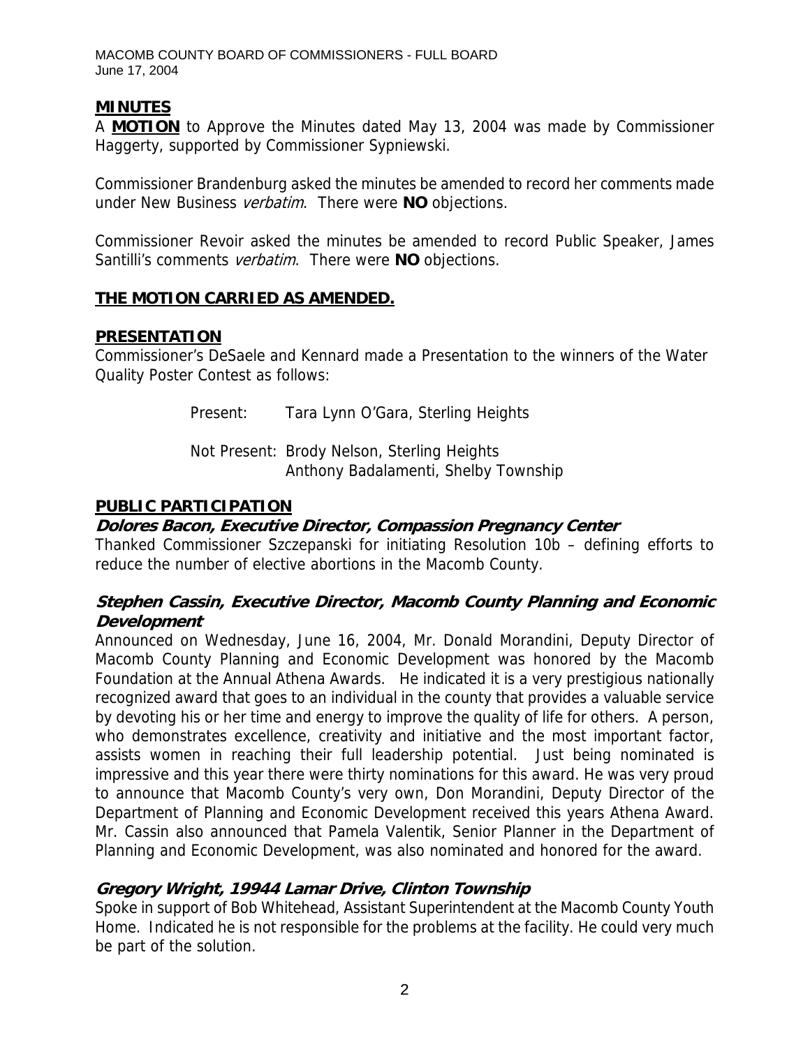## MINUTES

A **MOTION** to Approve the Minutes dated May 13, 2004 was made by Commissioner Haggerty, supported by Commissioner Sypniewski.

Commissioner Brandenburg asked the minutes be amended to record her comments made under New Business *verbatim*. There were **NO** objections.

Commissioner Revoir asked the minutes be amended to record Public Speaker, James Santilli's comments *verbatim*. There were **NO** objections.

**THE MOTION CARRIED AS AMENDED.**

## PRESENTATION

Commissioner's DeSaele and Kennard made a Presentation to the winners of the Water Quality Poster Contest as follows:

Present: Tara Lynn O'Gara, Sterling Heights

Not Present: Brody Nelson, Sterling Heights
Anthony Badalamenti, Shelby Township

## PUBLIC PARTICIPATION

### *Dolores Bacon, Executive Director, Compassion Pregnancy Center*

Thanked Commissioner Szczepanski for initiating Resolution 10b – defining efforts to reduce the number of elective abortions in the Macomb County.

### *Stephen Cassin, Executive Director, Macomb County Planning and Economic Development*

Announced on Wednesday, June 16, 2004, Mr. Donald Morandini, Deputy Director of Macomb County Planning and Economic Development was honored by the Macomb Foundation at the Annual Athena Awards. He indicated it is a very prestigious nationally recognized award that goes to an individual in the county that provides a valuable service by devoting his or her time and energy to improve the quality of life for others. A person, who demonstrates excellence, creativity and initiative and the most important factor, assists women in reaching their full leadership potential. Just being nominated is impressive and this year there were thirty nominations for this award. He was very proud to announce that Macomb County's very own, Don Morandini, Deputy Director of the Department of Planning and Economic Development received this years Athena Award. Mr. Cassin also announced that Pamela Valentik, Senior Planner in the Department of Planning and Economic Development, was also nominated and honored for the award.

### *Gregory Wright, 19944 Lamar Drive, Clinton Township*

Spoke in support of Bob Whitehead, Assistant Superintendent at the Macomb County Youth Home. Indicated he is not responsible for the problems at the facility. He could very much be part of the solution.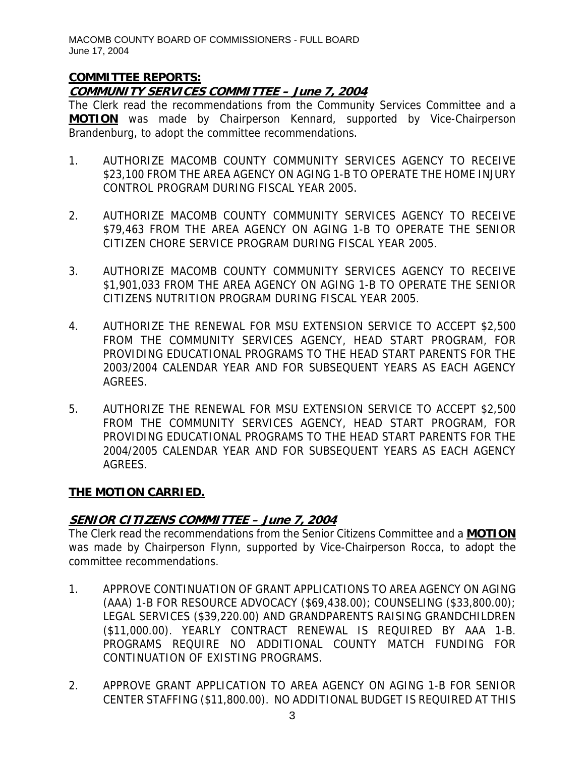## COMMITTEE REPORTS:

### *COMMUNITY SERVICES COMMITTEE – June 7, 2004*

The Clerk read the recommendations from the Community Services Committee and a **MOTION** was made by Chairperson Kennard, supported by Vice-Chairperson Brandenburg, to adopt the committee recommendations.

1. AUTHORIZE MACOMB COUNTY COMMUNITY SERVICES AGENCY TO RECEIVE $23,100 FROM THE AREA AGENCY ON AGING 1-B TO OPERATE THE HOME INJURY CONTROL PROGRAM DURING FISCAL YEAR 2005.

2. AUTHORIZE MACOMB COUNTY COMMUNITY SERVICES AGENCY TO RECEIVE $79,463 FROM THE AREA AGENCY ON AGING 1-B TO OPERATE THE SENIOR CITIZEN CHORE SERVICE PROGRAM DURING FISCAL YEAR 2005.

3. AUTHORIZE MACOMB COUNTY COMMUNITY SERVICES AGENCY TO RECEIVE $1,901,033 FROM THE AREA AGENCY ON AGING 1-B TO OPERATE THE SENIOR CITIZENS NUTRITION PROGRAM DURING FISCAL YEAR 2005.

4. AUTHORIZE THE RENEWAL FOR MSU EXTENSION SERVICE TO ACCEPT $2,500 FROM THE COMMUNITY SERVICES AGENCY, HEAD START PROGRAM, FOR PROVIDING EDUCATIONAL PROGRAMS TO THE HEAD START PARENTS FOR THE 2003/2004 CALENDAR YEAR AND FOR SUBSEQUENT YEARS AS EACH AGENCY AGREES.

5. AUTHORIZE THE RENEWAL FOR MSU EXTENSION SERVICE TO ACCEPT $2,500 FROM THE COMMUNITY SERVICES AGENCY, HEAD START PROGRAM, FOR PROVIDING EDUCATIONAL PROGRAMS TO THE HEAD START PARENTS FOR THE 2004/2005 CALENDAR YEAR AND FOR SUBSEQUENT YEARS AS EACH AGENCY AGREES.

**THE MOTION CARRIED.**

### *SENIOR CITIZENS COMMITTEE – June 7, 2004*

The Clerk read the recommendations from the Senior Citizens Committee and a **MOTION** was made by Chairperson Flynn, supported by Vice-Chairperson Rocca, to adopt the committee recommendations.

1. APPROVE CONTINUATION OF GRANT APPLICATIONS TO AREA AGENCY ON AGING (AAA) 1-B FOR RESOURCE ADVOCACY ($69,438.00); COUNSELING ($33,800.00); LEGAL SERVICES ($39,220.00) AND GRANDPARENTS RAISING GRANDCHILDREN ($11,000.00). YEARLY CONTRACT RENEWAL IS REQUIRED BY AAA 1-B. PROGRAMS REQUIRE NO ADDITIONAL COUNTY MATCH FUNDING FOR CONTINUATION OF EXISTING PROGRAMS.

2. APPROVE GRANT APPLICATION TO AREA AGENCY ON AGING 1-B FOR SENIOR CENTER STAFFING ($11,800.00). NO ADDITIONAL BUDGET IS REQUIRED AT THIS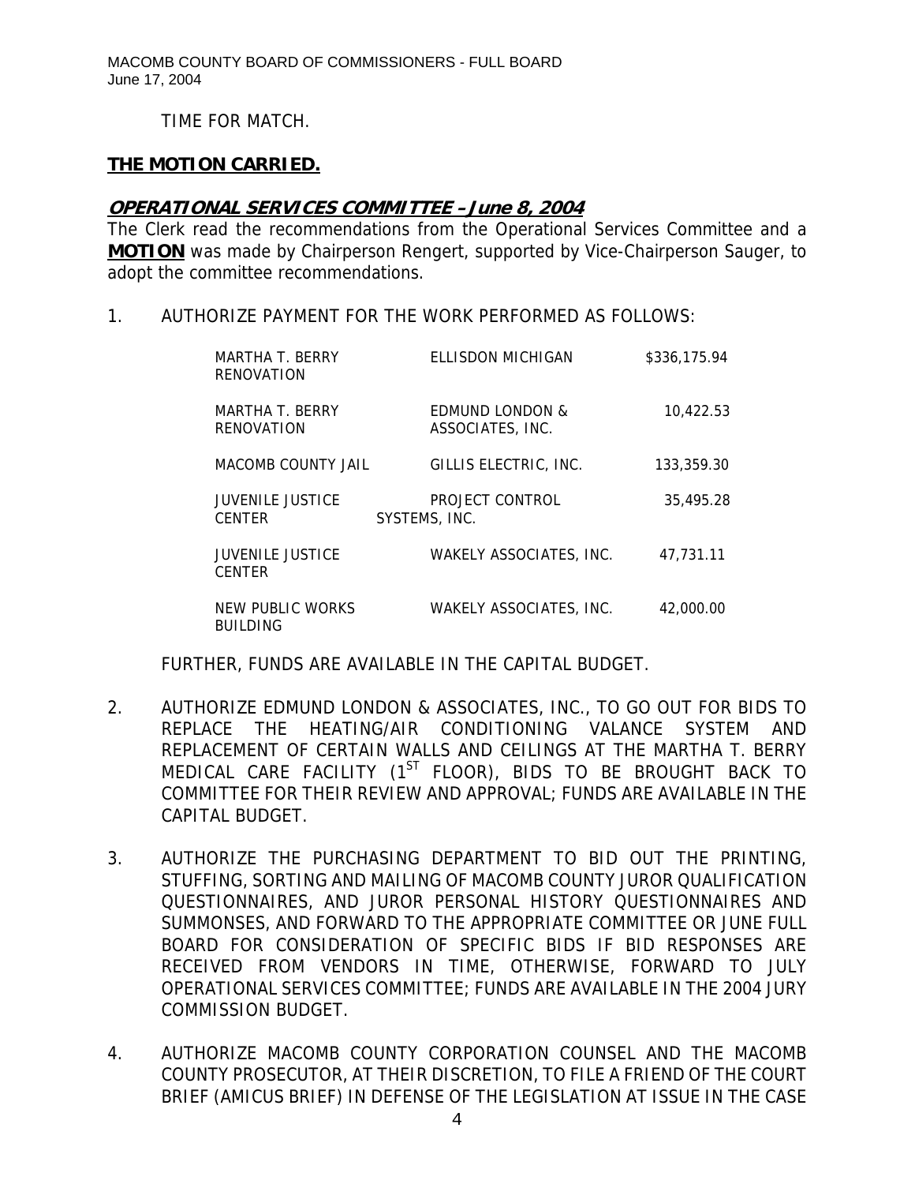TIME FOR MATCH.

**THE MOTION CARRIED.**

***OPERATIONAL SERVICES COMMITTEE – June 8, 2004***

The Clerk read the recommendations from the Operational Services Committee and a **MOTION** was made by Chairperson Rengert, supported by Vice-Chairperson Sauger, to adopt the committee recommendations.

1. AUTHORIZE PAYMENT FOR THE WORK PERFORMED AS FOLLOWS:

| | | |
|---|---|---|
| MARTHA T. BERRY RENOVATION | ELLISDON MICHIGAN | $336,175.94 |
| MARTHA T. BERRY RENOVATION | EDMUND LONDON & ASSOCIATES, INC. | 10,422.53 |
| MACOMB COUNTY JAIL | GILLIS ELECTRIC, INC. | 133,359.30 |
| JUVENILE JUSTICE CENTER | PROJECT CONTROL SYSTEMS, INC. | 35,495.28 |
| JUVENILE JUSTICE CENTER | WAKELY ASSOCIATES, INC. | 47,731.11 |
| NEW PUBLIC WORKS BUILDING | WAKELY ASSOCIATES, INC. | 42,000.00 |

FURTHER, FUNDS ARE AVAILABLE IN THE CAPITAL BUDGET.

2. AUTHORIZE EDMUND LONDON & ASSOCIATES, INC., TO GO OUT FOR BIDS TO REPLACE THE HEATING/AIR CONDITIONING VALANCE SYSTEM AND REPLACEMENT OF CERTAIN WALLS AND CEILINGS AT THE MARTHA T. BERRY MEDICAL CARE FACILITY (1ST FLOOR), BIDS TO BE BROUGHT BACK TO COMMITTEE FOR THEIR REVIEW AND APPROVAL; FUNDS ARE AVAILABLE IN THE CAPITAL BUDGET.

3. AUTHORIZE THE PURCHASING DEPARTMENT TO BID OUT THE PRINTING, STUFFING, SORTING AND MAILING OF MACOMB COUNTY JUROR QUALIFICATION QUESTIONNAIRES, AND JUROR PERSONAL HISTORY QUESTIONNAIRES AND SUMMONSES, AND FORWARD TO THE APPROPRIATE COMMITTEE OR JUNE FULL BOARD FOR CONSIDERATION OF SPECIFIC BIDS IF BID RESPONSES ARE RECEIVED FROM VENDORS IN TIME, OTHERWISE, FORWARD TO JULY OPERATIONAL SERVICES COMMITTEE; FUNDS ARE AVAILABLE IN THE 2004 JURY COMMISSION BUDGET.

4. AUTHORIZE MACOMB COUNTY CORPORATION COUNSEL AND THE MACOMB COUNTY PROSECUTOR, AT THEIR DISCRETION, TO FILE A FRIEND OF THE COURT BRIEF (AMICUS BRIEF) IN DEFENSE OF THE LEGISLATION AT ISSUE IN THE CASE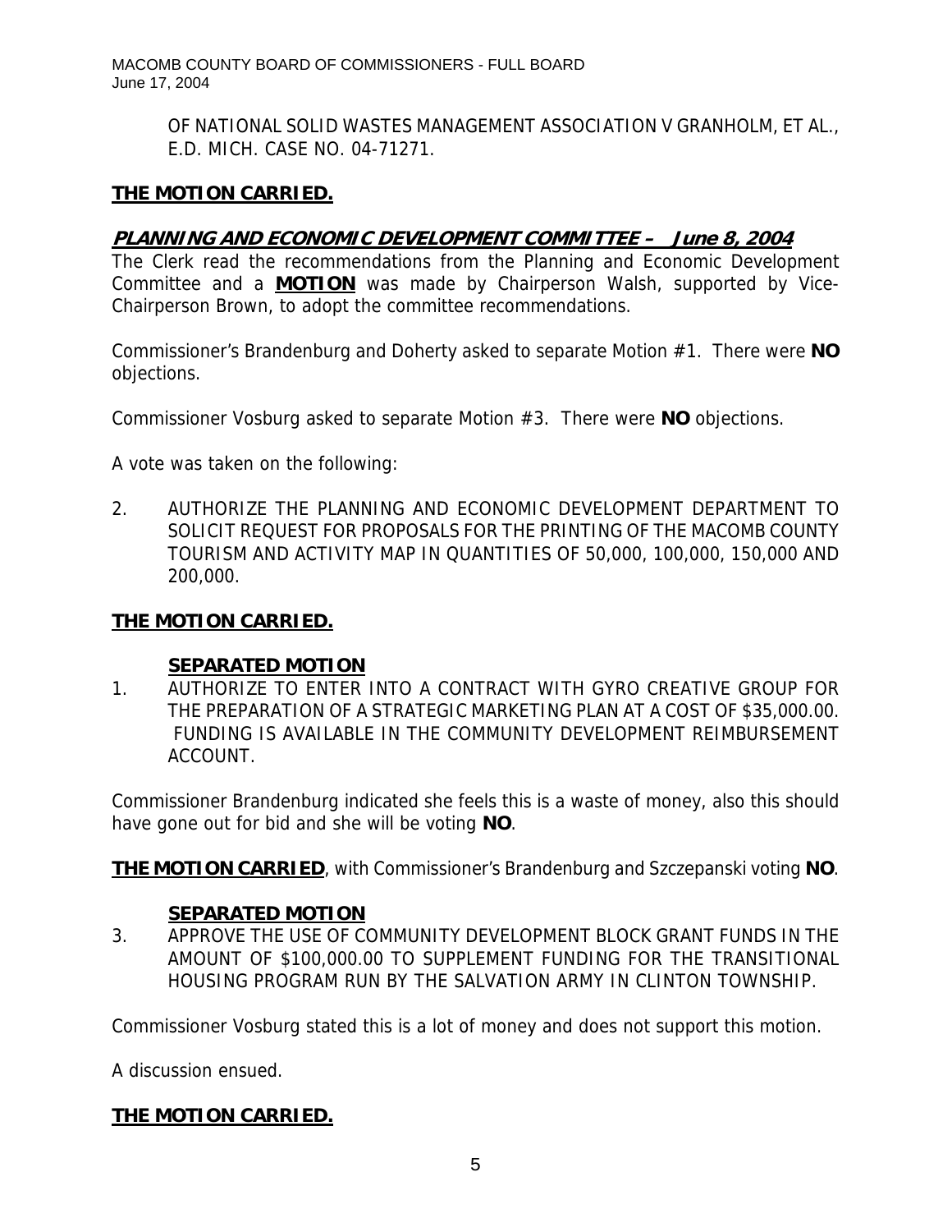OF NATIONAL SOLID WASTES MANAGEMENT ASSOCIATION V GRANHOLM, ET AL., E.D. MICH. CASE NO. 04-71271.

**THE MOTION CARRIED.**

## *PLANNING AND ECONOMIC DEVELOPMENT COMMITTEE – June 8, 2004*

The Clerk read the recommendations from the Planning and Economic Development Committee and a **MOTION** was made by Chairperson Walsh, supported by Vice-Chairperson Brown, to adopt the committee recommendations.

Commissioner's Brandenburg and Doherty asked to separate Motion #1. There were **NO** objections.

Commissioner Vosburg asked to separate Motion #3. There were **NO** objections.

A vote was taken on the following:

2. AUTHORIZE THE PLANNING AND ECONOMIC DEVELOPMENT DEPARTMENT TO SOLICIT REQUEST FOR PROPOSALS FOR THE PRINTING OF THE MACOMB COUNTY TOURISM AND ACTIVITY MAP IN QUANTITIES OF 50,000, 100,000, 150,000 AND 200,000.

**THE MOTION CARRIED.**

**SEPARATED MOTION**

1. AUTHORIZE TO ENTER INTO A CONTRACT WITH GYRO CREATIVE GROUP FOR THE PREPARATION OF A STRATEGIC MARKETING PLAN AT A COST OF $35,000.00. FUNDING IS AVAILABLE IN THE COMMUNITY DEVELOPMENT REIMBURSEMENT ACCOUNT.

Commissioner Brandenburg indicated she feels this is a waste of money, also this should have gone out for bid and she will be voting **NO**.

**THE MOTION CARRIED**, with Commissioner's Brandenburg and Szczepanski voting **NO**.

**SEPARATED MOTION**

3. APPROVE THE USE OF COMMUNITY DEVELOPMENT BLOCK GRANT FUNDS IN THE AMOUNT OF $100,000.00 TO SUPPLEMENT FUNDING FOR THE TRANSITIONAL HOUSING PROGRAM RUN BY THE SALVATION ARMY IN CLINTON TOWNSHIP.

Commissioner Vosburg stated this is a lot of money and does not support this motion.

A discussion ensued.

**THE MOTION CARRIED.**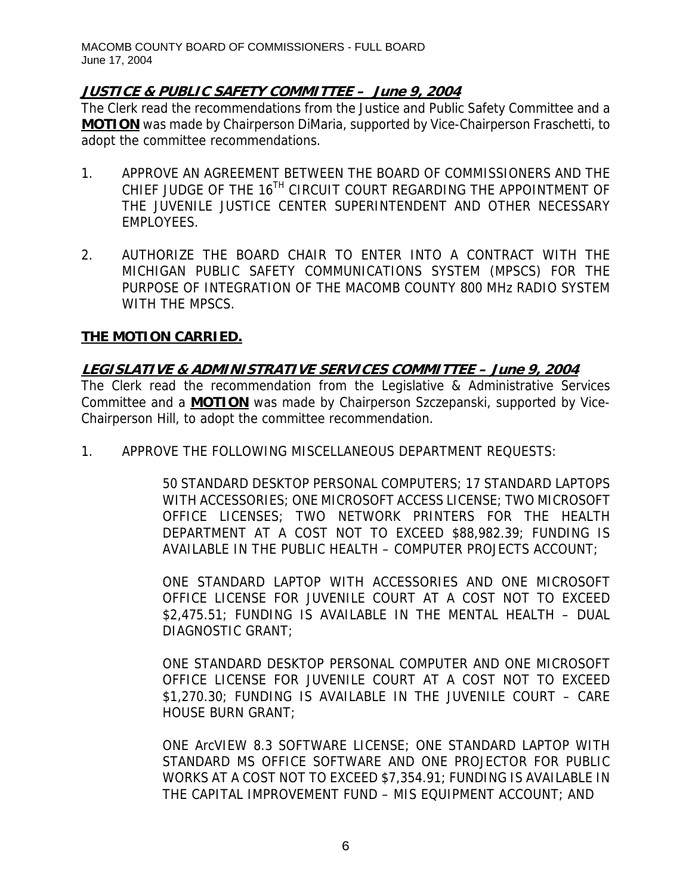## JUSTICE & PUBLIC SAFETY COMMITTEE – June 9, 2004

The Clerk read the recommendations from the Justice and Public Safety Committee and a **MOTION** was made by Chairperson DiMaria, supported by Vice-Chairperson Fraschetti, to adopt the committee recommendations.

1. APPROVE AN AGREEMENT BETWEEN THE BOARD OF COMMISSIONERS AND THE CHIEF JUDGE OF THE 16TH CIRCUIT COURT REGARDING THE APPOINTMENT OF THE JUVENILE JUSTICE CENTER SUPERINTENDENT AND OTHER NECESSARY EMPLOYEES.

2. AUTHORIZE THE BOARD CHAIR TO ENTER INTO A CONTRACT WITH THE MICHIGAN PUBLIC SAFETY COMMUNICATIONS SYSTEM (MPSCS) FOR THE PURPOSE OF INTEGRATION OF THE MACOMB COUNTY 800 MHz RADIO SYSTEM WITH THE MPSCS.

**THE MOTION CARRIED.**

## LEGISLATIVE & ADMINISTRATIVE SERVICES COMMITTEE – June 9, 2004

The Clerk read the recommendation from the Legislative & Administrative Services Committee and a **MOTION** was made by Chairperson Szczepanski, supported by Vice-Chairperson Hill, to adopt the committee recommendation.

1. APPROVE THE FOLLOWING MISCELLANEOUS DEPARTMENT REQUESTS:

   50 STANDARD DESKTOP PERSONAL COMPUTERS; 17 STANDARD LAPTOPS WITH ACCESSORIES; ONE MICROSOFT ACCESS LICENSE; TWO MICROSOFT OFFICE LICENSES; TWO NETWORK PRINTERS FOR THE HEALTH DEPARTMENT AT A COST NOT TO EXCEED $88,982.39; FUNDING IS AVAILABLE IN THE PUBLIC HEALTH – COMPUTER PROJECTS ACCOUNT;

   ONE STANDARD LAPTOP WITH ACCESSORIES AND ONE MICROSOFT OFFICE LICENSE FOR JUVENILE COURT AT A COST NOT TO EXCEED $2,475.51; FUNDING IS AVAILABLE IN THE MENTAL HEALTH – DUAL DIAGNOSTIC GRANT;

   ONE STANDARD DESKTOP PERSONAL COMPUTER AND ONE MICROSOFT OFFICE LICENSE FOR JUVENILE COURT AT A COST NOT TO EXCEED $1,270.30; FUNDING IS AVAILABLE IN THE JUVENILE COURT – CARE HOUSE BURN GRANT;

   ONE ArcVIEW 8.3 SOFTWARE LICENSE; ONE STANDARD LAPTOP WITH STANDARD MS OFFICE SOFTWARE AND ONE PROJECTOR FOR PUBLIC WORKS AT A COST NOT TO EXCEED $7,354.91; FUNDING IS AVAILABLE IN THE CAPITAL IMPROVEMENT FUND – MIS EQUIPMENT ACCOUNT; AND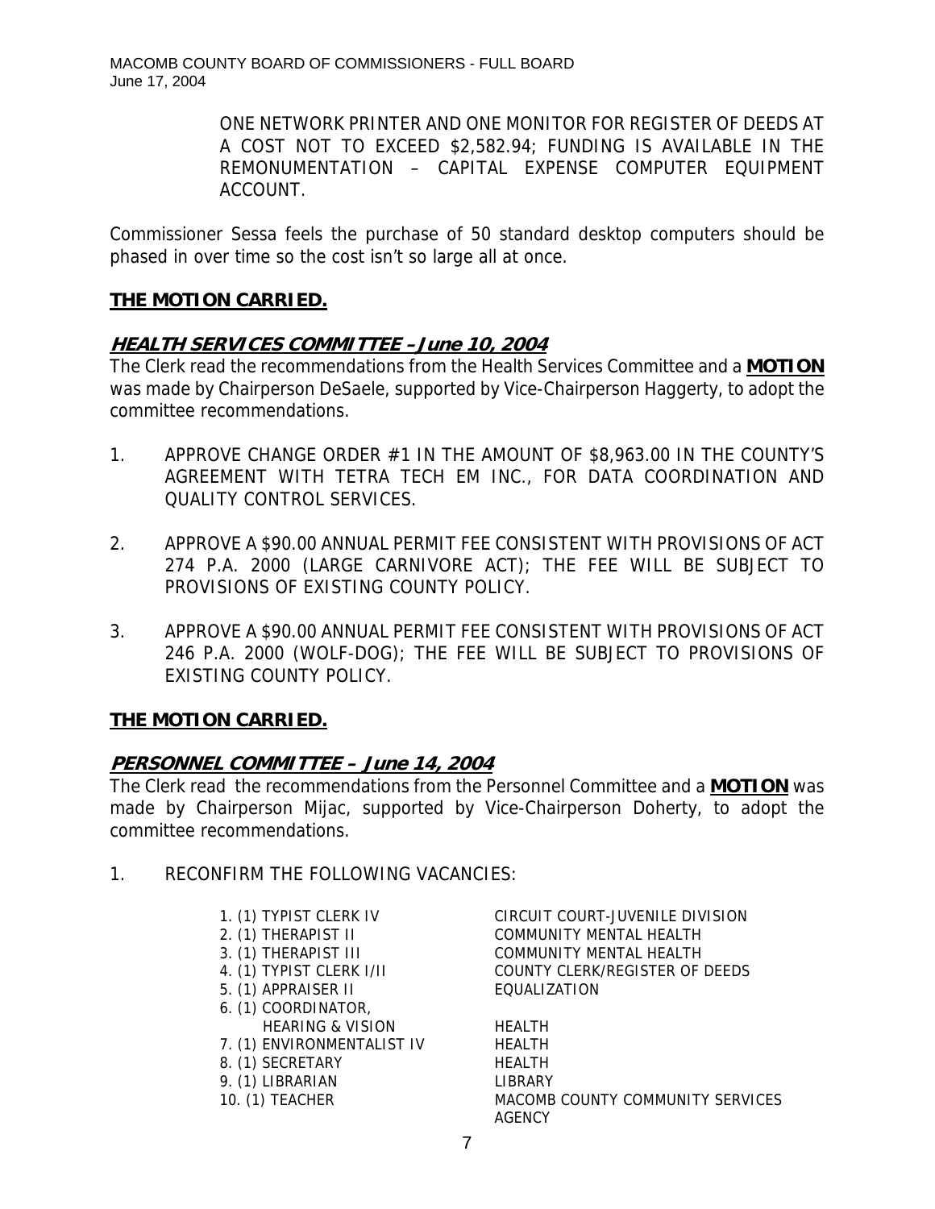ONE NETWORK PRINTER AND ONE MONITOR FOR REGISTER OF DEEDS AT A COST NOT TO EXCEED $2,582.94; FUNDING IS AVAILABLE IN THE REMONUMENTATION – CAPITAL EXPENSE COMPUTER EQUIPMENT ACCOUNT.

Commissioner Sessa feels the purchase of 50 standard desktop computers should be phased in over time so the cost isn't so large all at once.

**THE MOTION CARRIED.**

## *HEALTH SERVICES COMMITTEE – June 10, 2004*

The Clerk read the recommendations from the Health Services Committee and a **MOTION** was made by Chairperson DeSaele, supported by Vice-Chairperson Haggerty, to adopt the committee recommendations.

1. APPROVE CHANGE ORDER #1 IN THE AMOUNT OF $8,963.00 IN THE COUNTY'S AGREEMENT WITH TETRA TECH EM INC., FOR DATA COORDINATION AND QUALITY CONTROL SERVICES.

2. APPROVE A $90.00 ANNUAL PERMIT FEE CONSISTENT WITH PROVISIONS OF ACT 274 P.A. 2000 (LARGE CARNIVORE ACT); THE FEE WILL BE SUBJECT TO PROVISIONS OF EXISTING COUNTY POLICY.

3. APPROVE A $90.00 ANNUAL PERMIT FEE CONSISTENT WITH PROVISIONS OF ACT 246 P.A. 2000 (WOLF-DOG); THE FEE WILL BE SUBJECT TO PROVISIONS OF EXISTING COUNTY POLICY.

**THE MOTION CARRIED.**

## *PERSONNEL COMMITTEE – June 14, 2004*

The Clerk read the recommendations from the Personnel Committee and a **MOTION** was made by Chairperson Mijac, supported by Vice-Chairperson Doherty, to adopt the committee recommendations.

1. RECONFIRM THE FOLLOWING VACANCIES:

| Position | Department |
|---|---|
| 1. (1) TYPIST CLERK IV | CIRCUIT COURT-JUVENILE DIVISION |
| 2. (1) THERAPIST II | COMMUNITY MENTAL HEALTH |
| 3. (1) THERAPIST III | COMMUNITY MENTAL HEALTH |
| 4. (1) TYPIST CLERK I/II | COUNTY CLERK/REGISTER OF DEEDS |
| 5. (1) APPRAISER II | EQUALIZATION |
| 6. (1) COORDINATOR, HEARING & VISION | HEALTH |
| 7. (1) ENVIRONMENTALIST IV | HEALTH |
| 8. (1) SECRETARY | HEALTH |
| 9. (1) LIBRARIAN | LIBRARY |
| 10. (1) TEACHER | MACOMB COUNTY COMMUNITY SERVICES AGENCY |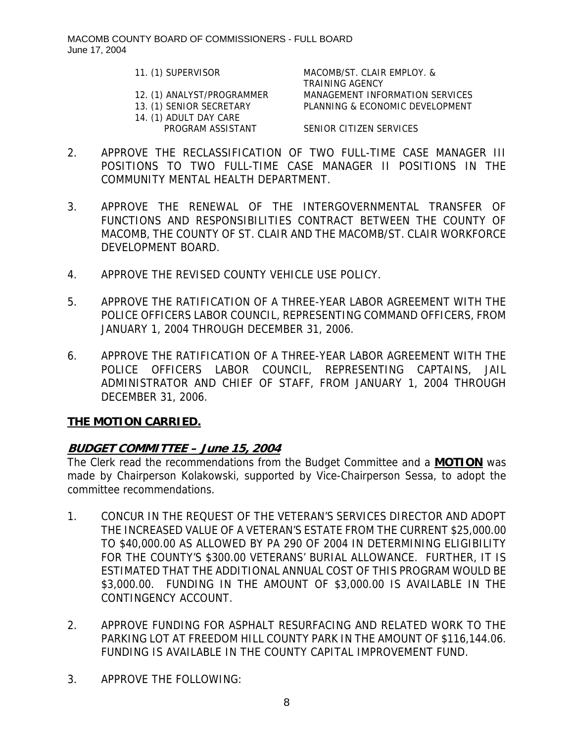| | |
|---|---|
| 11. (1) SUPERVISOR | MACOMB/ST. CLAIR EMPLOY. & TRAINING AGENCY |
| 12. (1) ANALYST/PROGRAMMER | MANAGEMENT INFORMATION SERVICES |
| 13. (1) SENIOR SECRETARY | PLANNING & ECONOMIC DEVELOPMENT |
| 14. (1) ADULT DAY CARE PROGRAM ASSISTANT | SENIOR CITIZEN SERVICES |

2. APPROVE THE RECLASSIFICATION OF TWO FULL-TIME CASE MANAGER III POSITIONS TO TWO FULL-TIME CASE MANAGER II POSITIONS IN THE COMMUNITY MENTAL HEALTH DEPARTMENT.

3. APPROVE THE RENEWAL OF THE INTERGOVERNMENTAL TRANSFER OF FUNCTIONS AND RESPONSIBILITIES CONTRACT BETWEEN THE COUNTY OF MACOMB, THE COUNTY OF ST. CLAIR AND THE MACOMB/ST. CLAIR WORKFORCE DEVELOPMENT BOARD.

4. APPROVE THE REVISED COUNTY VEHICLE USE POLICY.

5. APPROVE THE RATIFICATION OF A THREE-YEAR LABOR AGREEMENT WITH THE POLICE OFFICERS LABOR COUNCIL, REPRESENTING COMMAND OFFICERS, FROM JANUARY 1, 2004 THROUGH DECEMBER 31, 2006.

6. APPROVE THE RATIFICATION OF A THREE-YEAR LABOR AGREEMENT WITH THE POLICE OFFICERS LABOR COUNCIL, REPRESENTING CAPTAINS, JAIL ADMINISTRATOR AND CHIEF OF STAFF, FROM JANUARY 1, 2004 THROUGH DECEMBER 31, 2006.

**THE MOTION CARRIED.**

## *BUDGET COMMITTEE – June 15, 2004*

The Clerk read the recommendations from the Budget Committee and a **MOTION** was made by Chairperson Kolakowski, supported by Vice-Chairperson Sessa, to adopt the committee recommendations.

1. CONCUR IN THE REQUEST OF THE VETERAN'S SERVICES DIRECTOR AND ADOPT THE INCREASED VALUE OF A VETERAN'S ESTATE FROM THE CURRENT $25,000.00 TO $40,000.00 AS ALLOWED BY PA 290 OF 2004 IN DETERMINING ELIGIBILITY FOR THE COUNTY'S $300.00 VETERANS' BURIAL ALLOWANCE. FURTHER, IT IS ESTIMATED THAT THE ADDITIONAL ANNUAL COST OF THIS PROGRAM WOULD BE $3,000.00. FUNDING IN THE AMOUNT OF $3,000.00 IS AVAILABLE IN THE CONTINGENCY ACCOUNT.

2. APPROVE FUNDING FOR ASPHALT RESURFACING AND RELATED WORK TO THE PARKING LOT AT FREEDOM HILL COUNTY PARK IN THE AMOUNT OF $116,144.06. FUNDING IS AVAILABLE IN THE COUNTY CAPITAL IMPROVEMENT FUND.

3. APPROVE THE FOLLOWING: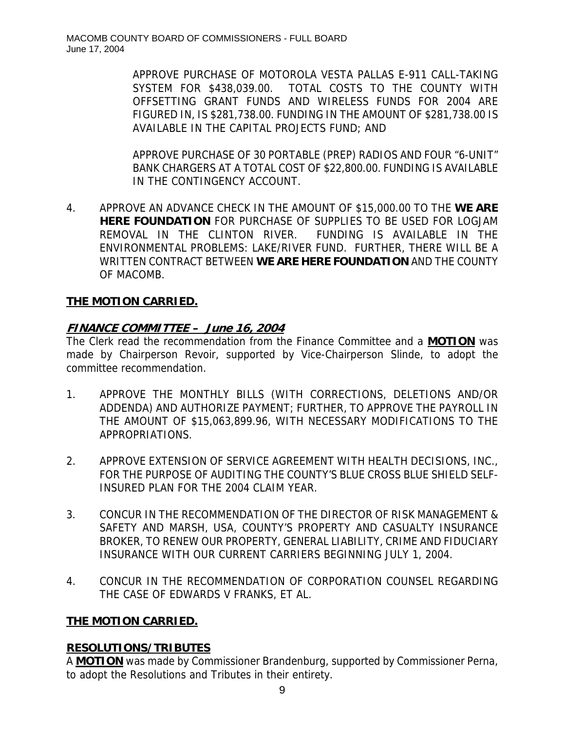APPROVE PURCHASE OF MOTOROLA VESTA PALLAS E-911 CALL-TAKING SYSTEM FOR $438,039.00. TOTAL COSTS TO THE COUNTY WITH OFFSETTING GRANT FUNDS AND WIRELESS FUNDS FOR 2004 ARE FIGURED IN, IS $281,738.00. FUNDING IN THE AMOUNT OF $281,738.00 IS AVAILABLE IN THE CAPITAL PROJECTS FUND; AND

APPROVE PURCHASE OF 30 PORTABLE (PREP) RADIOS AND FOUR "6-UNIT" BANK CHARGERS AT A TOTAL COST OF $22,800.00. FUNDING IS AVAILABLE IN THE CONTINGENCY ACCOUNT.

4. APPROVE AN ADVANCE CHECK IN THE AMOUNT OF $15,000.00 TO THE **WE ARE HERE FOUNDATION** FOR PURCHASE OF SUPPLIES TO BE USED FOR LOGJAM REMOVAL IN THE CLINTON RIVER. FUNDING IS AVAILABLE IN THE ENVIRONMENTAL PROBLEMS: LAKE/RIVER FUND. FURTHER, THERE WILL BE A WRITTEN CONTRACT BETWEEN **WE ARE HERE FOUNDATION** AND THE COUNTY OF MACOMB.

**THE MOTION CARRIED.**

## ***FINANCE COMMITTEE – June 16, 2004***

The Clerk read the recommendation from the Finance Committee and a **MOTION** was made by Chairperson Revoir, supported by Vice-Chairperson Slinde, to adopt the committee recommendation.

1. APPROVE THE MONTHLY BILLS (WITH CORRECTIONS, DELETIONS AND/OR ADDENDA) AND AUTHORIZE PAYMENT; FURTHER, TO APPROVE THE PAYROLL IN THE AMOUNT OF $15,063,899.96, WITH NECESSARY MODIFICATIONS TO THE APPROPRIATIONS.

2. APPROVE EXTENSION OF SERVICE AGREEMENT WITH HEALTH DECISIONS, INC., FOR THE PURPOSE OF AUDITING THE COUNTY'S BLUE CROSS BLUE SHIELD SELF-INSURED PLAN FOR THE 2004 CLAIM YEAR.

3. CONCUR IN THE RECOMMENDATION OF THE DIRECTOR OF RISK MANAGEMENT & SAFETY AND MARSH, USA, COUNTY'S PROPERTY AND CASUALTY INSURANCE BROKER, TO RENEW OUR PROPERTY, GENERAL LIABILITY, CRIME AND FIDUCIARY INSURANCE WITH OUR CURRENT CARRIERS BEGINNING JULY 1, 2004.

4. CONCUR IN THE RECOMMENDATION OF CORPORATION COUNSEL REGARDING THE CASE OF EDWARDS V FRANKS, ET AL.

**THE MOTION CARRIED.**

## **RESOLUTIONS/TRIBUTES**

A **MOTION** was made by Commissioner Brandenburg, supported by Commissioner Perna, to adopt the Resolutions and Tributes in their entirety.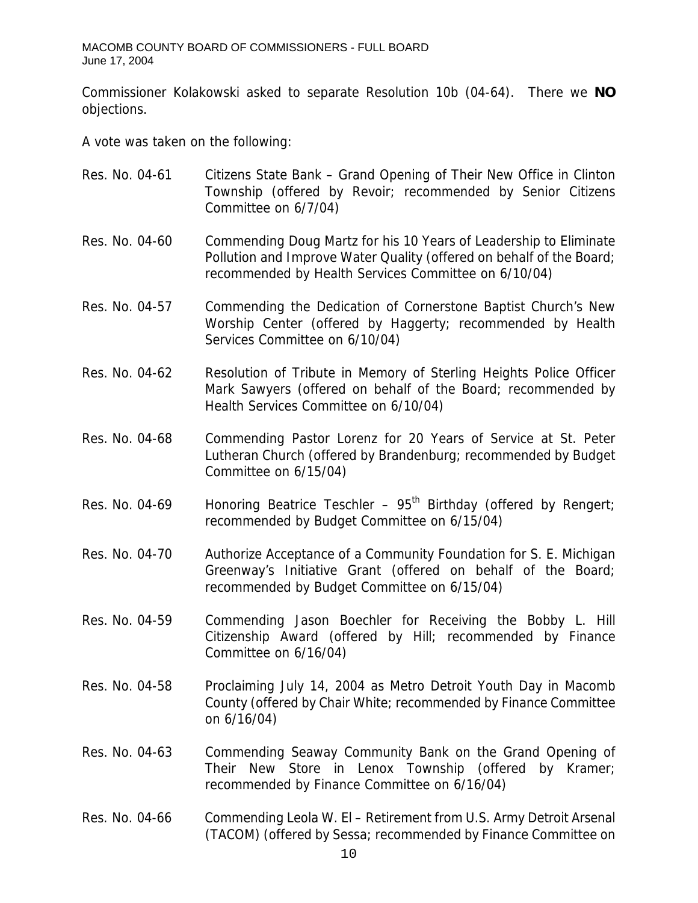Commissioner Kolakowski asked to separate Resolution 10b (04-64). There we **NO** objections.

A vote was taken on the following:

Res. No. 04-61 Citizens State Bank – Grand Opening of Their New Office in Clinton Township (offered by Revoir; recommended by Senior Citizens Committee on 6/7/04)

Res. No. 04-60 Commending Doug Martz for his 10 Years of Leadership to Eliminate Pollution and Improve Water Quality (offered on behalf of the Board; recommended by Health Services Committee on 6/10/04)

Res. No. 04-57 Commending the Dedication of Cornerstone Baptist Church's New Worship Center (offered by Haggerty; recommended by Health Services Committee on 6/10/04)

Res. No. 04-62 Resolution of Tribute in Memory of Sterling Heights Police Officer Mark Sawyers (offered on behalf of the Board; recommended by Health Services Committee on 6/10/04)

Res. No. 04-68 Commending Pastor Lorenz for 20 Years of Service at St. Peter Lutheran Church (offered by Brandenburg; recommended by Budget Committee on 6/15/04)

Res. No. 04-69 Honoring Beatrice Teschler – 95th Birthday (offered by Rengert; recommended by Budget Committee on 6/15/04)

Res. No. 04-70 Authorize Acceptance of a Community Foundation for S. E. Michigan Greenway's Initiative Grant (offered on behalf of the Board; recommended by Budget Committee on 6/15/04)

Res. No. 04-59 Commending Jason Boechler for Receiving the Bobby L. Hill Citizenship Award (offered by Hill; recommended by Finance Committee on 6/16/04)

Res. No. 04-58 Proclaiming July 14, 2004 as Metro Detroit Youth Day in Macomb County (offered by Chair White; recommended by Finance Committee on 6/16/04)

Res. No. 04-63 Commending Seaway Community Bank on the Grand Opening of Their New Store in Lenox Township (offered by Kramer; recommended by Finance Committee on 6/16/04)

Res. No. 04-66 Commending Leola W. El – Retirement from U.S. Army Detroit Arsenal (TACOM) (offered by Sessa; recommended by Finance Committee on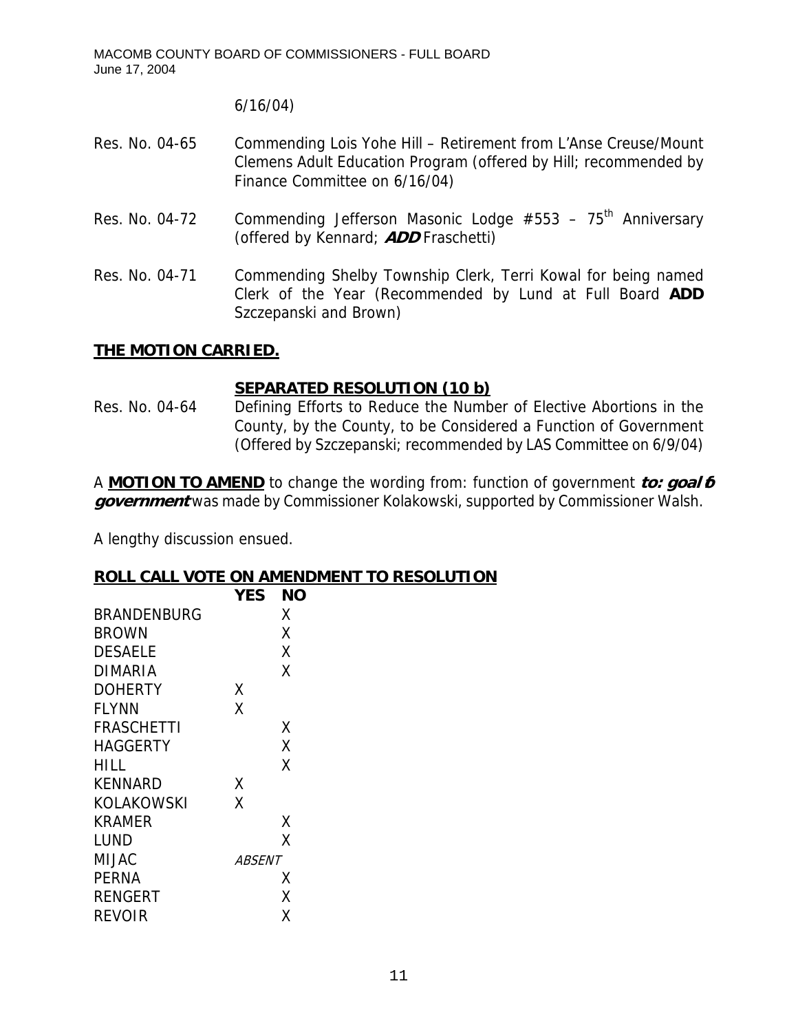6/16/04)

Res. No. 04-65 Commending Lois Yohe Hill – Retirement from L'Anse Creuse/Mount Clemens Adult Education Program (offered by Hill; recommended by Finance Committee on 6/16/04)

Res. No. 04-72 Commending Jefferson Masonic Lodge #553 – 75th Anniversary (offered by Kennard; ***ADD*** Fraschetti)

Res. No. 04-71 Commending Shelby Township Clerk, Terri Kowal for being named Clerk of the Year (Recommended by Lund at Full Board **ADD** Szczepanski and Brown)

**THE MOTION CARRIED.**

**SEPARATED RESOLUTION (10 b)**

Res. No. 04-64 Defining Efforts to Reduce the Number of Elective Abortions in the County, by the County, to be Considered a Function of Government (Offered by Szczepanski; recommended by LAS Committee on 6/9/04)

A **MOTION TO AMEND** to change the wording from: function of government ***to: goal of government*** was made by Commissioner Kolakowski, supported by Commissioner Walsh.

A lengthy discussion ensued.

**ROLL CALL VOTE ON AMENDMENT TO RESOLUTION**

| | YES | NO |
|---|---|---|
| BRANDENBURG | | X |
| BROWN | | X |
| DESAELE | | X |
| DIMARIA | | X |
| DOHERTY | X | |
| FLYNN | X | |
| FRASCHETTI | | X |
| HAGGERTY | | X |
| HILL | | X |
| KENNARD | X | |
| KOLAKOWSKI | X | |
| KRAMER | | X |
| LUND | | X |
| MIJAC | *ABSENT* | |
| PERNA | | X |
| RENGERT | | X |
| REVOIR | | X |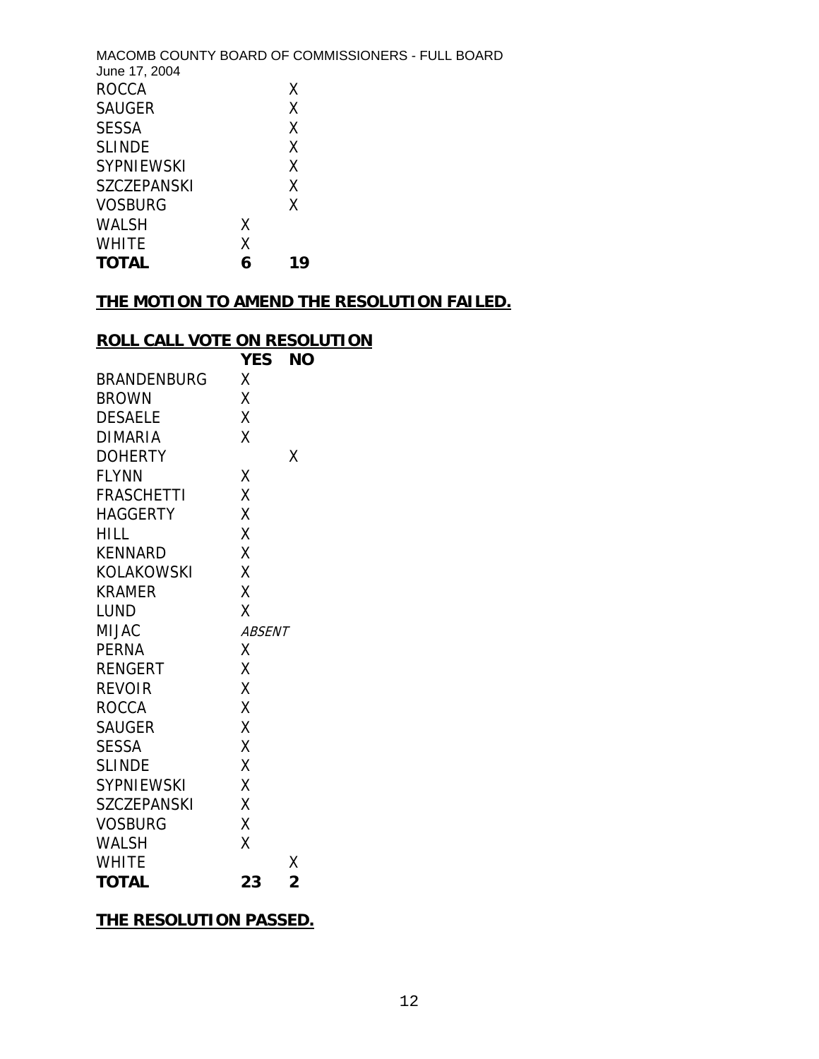| | | |
|---|---|---|
| ROCCA | | X |
| SAUGER | | X |
| SESSA | | X |
| SLINDE | | X |
| SYPNIEWSKI | | X |
| SZCZEPANSKI | | X |
| VOSBURG | | X |
| WALSH | X | |
| WHITE | X | |
| **TOTAL** | **6** | **19** |

**<u>THE MOTION TO AMEND THE RESOLUTION FAILED.</u>**

**<u>ROLL CALL VOTE ON RESOLUTION</u>**

| | YES | NO |
|---|---|---|
| BRANDENBURG | X | |
| BROWN | X | |
| DESAELE | X | |
| DIMARIA | X | |
| DOHERTY | | X |
| FLYNN | X | |
| FRASCHETTI | X | |
| HAGGERTY | X | |
| HILL | X | |
| KENNARD | X | |
| KOLAKOWSKI | X | |
| KRAMER | X | |
| LUND | X | |
| MIJAC | *ABSENT* | |
| PERNA | X | |
| RENGERT | X | |
| REVOIR | X | |
| ROCCA | X | |
| SAUGER | X | |
| SESSA | X | |
| SLINDE | X | |
| SYPNIEWSKI | X | |
| SZCZEPANSKI | X | |
| VOSBURG | X | |
| WALSH | X | |
| WHITE | | X |
| **TOTAL** | **23** | **2** |

**<u>THE RESOLUTION PASSED.</u>**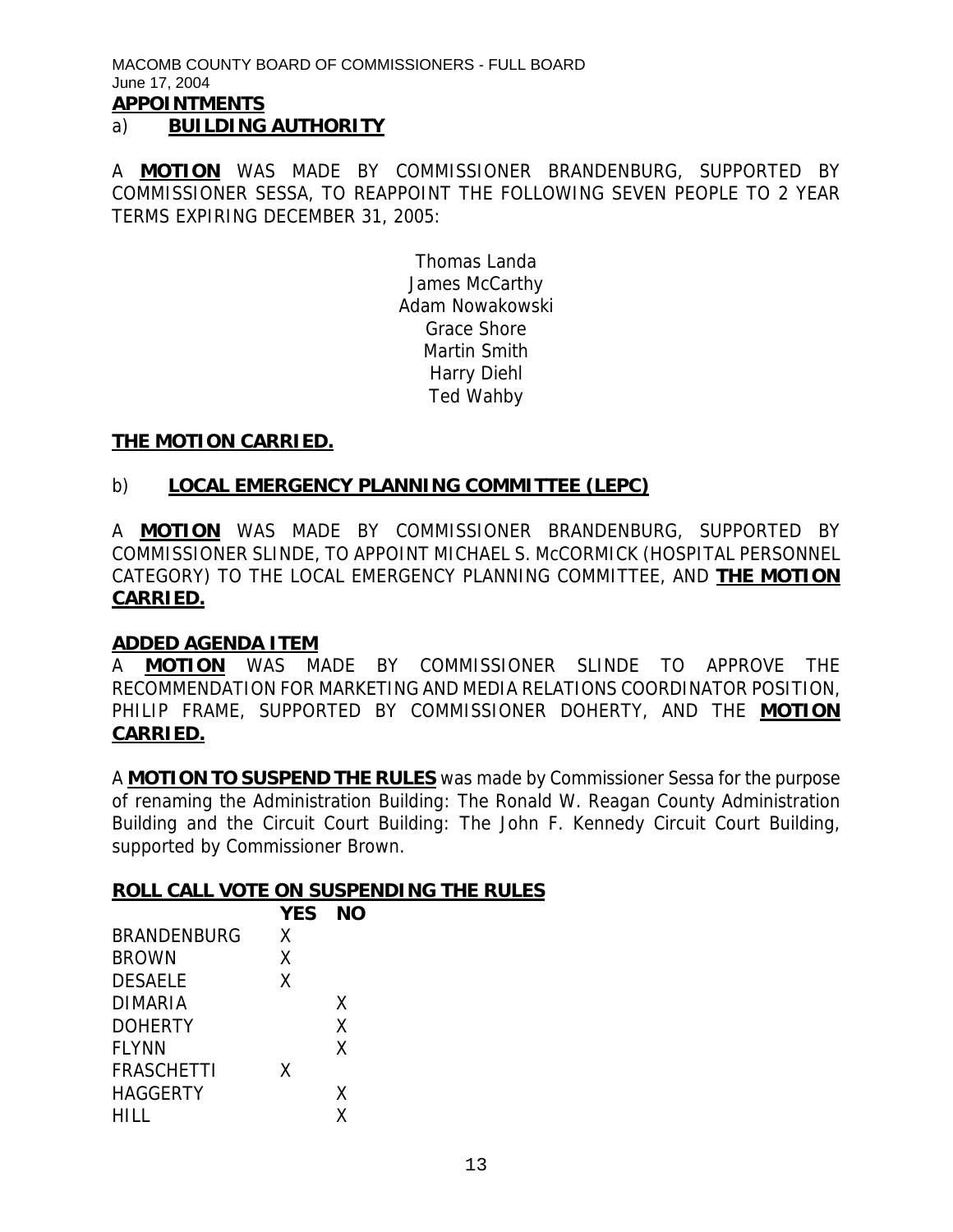## APPOINTMENTS

### a) BUILDING AUTHORITY

A **MOTION** WAS MADE BY COMMISSIONER BRANDENBURG, SUPPORTED BY COMMISSIONER SESSA, TO REAPPOINT THE FOLLOWING SEVEN PEOPLE TO 2 YEAR TERMS EXPIRING DECEMBER 31, 2005:

Thomas Landa
James McCarthy
Adam Nowakowski
Grace Shore
Martin Smith
Harry Diehl
Ted Wahby

**THE MOTION CARRIED.**

### b) LOCAL EMERGENCY PLANNING COMMITTEE (LEPC)

A **MOTION** WAS MADE BY COMMISSIONER BRANDENBURG, SUPPORTED BY COMMISSIONER SLINDE, TO APPOINT MICHAEL S. McCORMICK (HOSPITAL PERSONNEL CATEGORY) TO THE LOCAL EMERGENCY PLANNING COMMITTEE, AND **THE MOTION CARRIED.**

## ADDED AGENDA ITEM

A **MOTION** WAS MADE BY COMMISSIONER SLINDE TO APPROVE THE RECOMMENDATION FOR MARKETING AND MEDIA RELATIONS COORDINATOR POSITION, PHILIP FRAME, SUPPORTED BY COMMISSIONER DOHERTY, AND THE **MOTION CARRIED.**

A **MOTION TO SUSPEND THE RULES** was made by Commissioner Sessa for the purpose of renaming the Administration Building: The Ronald W. Reagan County Administration Building and the Circuit Court Building: The John F. Kennedy Circuit Court Building, supported by Commissioner Brown.

## ROLL CALL VOTE ON SUSPENDING THE RULES

| | YES | NO |
|---|---|---|
| BRANDENBURG | X | |
| BROWN | X | |
| DESAELE | X | |
| DIMARIA | | X |
| DOHERTY | | X |
| FLYNN | | X |
| FRASCHETTI | X | |
| HAGGERTY | | X |
| HILL | | X |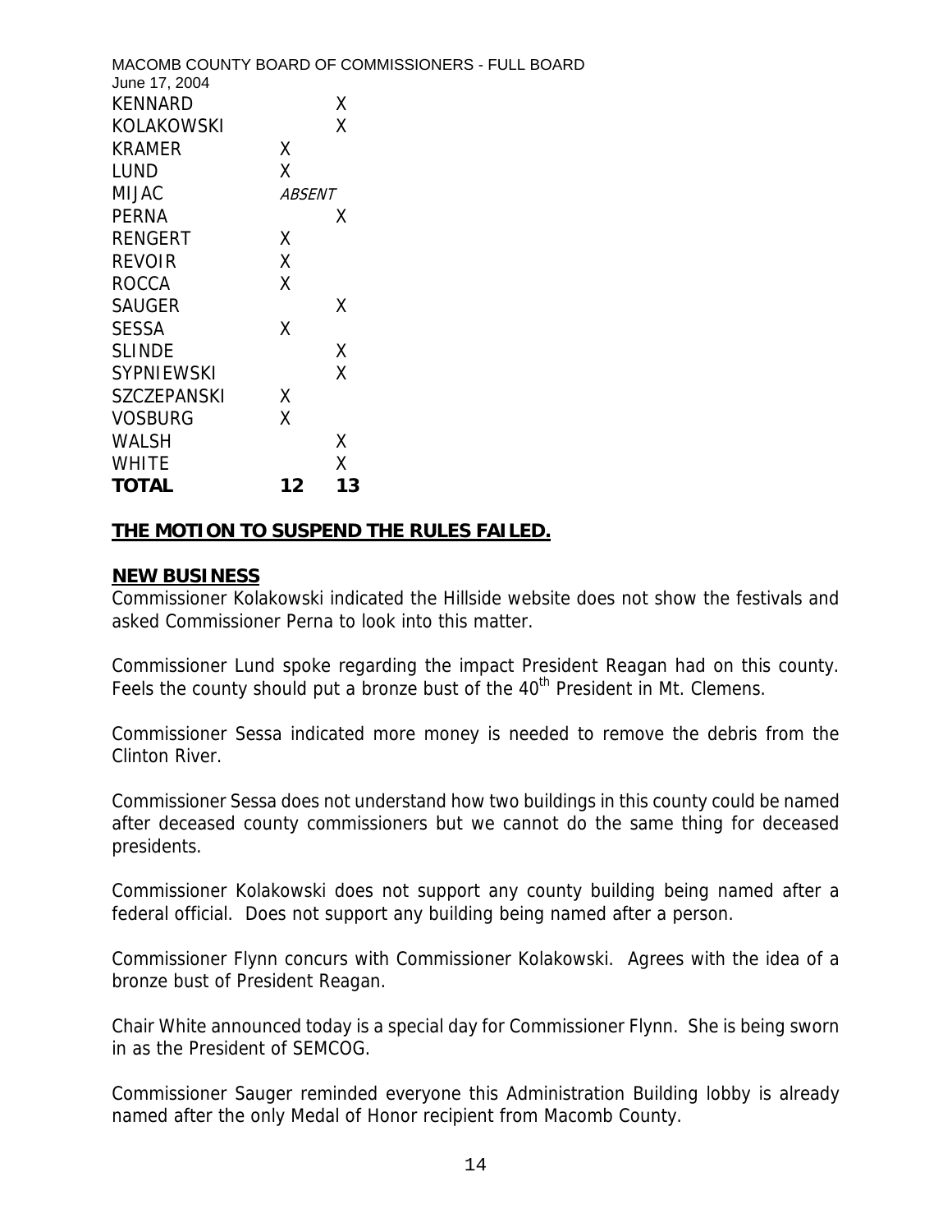| | | |
|---|---|---|
| KENNARD | | X |
| KOLAKOWSKI | | X |
| KRAMER | X | |
| LUND | X | |
| MIJAC | *ABSENT* | |
| PERNA | | X |
| RENGERT | X | |
| REVOIR | X | |
| ROCCA | X | |
| SAUGER | | X |
| SESSA | X | |
| SLINDE | | X |
| SYPNIEWSKI | | X |
| SZCZEPANSKI | X | |
| VOSBURG | X | |
| WALSH | | X |
| WHITE | | X |
| **TOTAL** | **12** | **13** |

**THE MOTION TO SUSPEND THE RULES FAILED.**

**NEW BUSINESS**

Commissioner Kolakowski indicated the Hillside website does not show the festivals and asked Commissioner Perna to look into this matter.

Commissioner Lund spoke regarding the impact President Reagan had on this county. Feels the county should put a bronze bust of the 40th President in Mt. Clemens.

Commissioner Sessa indicated more money is needed to remove the debris from the Clinton River.

Commissioner Sessa does not understand how two buildings in this county could be named after deceased county commissioners but we cannot do the same thing for deceased presidents.

Commissioner Kolakowski does not support any county building being named after a federal official. Does not support any building being named after a person.

Commissioner Flynn concurs with Commissioner Kolakowski. Agrees with the idea of a bronze bust of President Reagan.

Chair White announced today is a special day for Commissioner Flynn. She is being sworn in as the President of SEMCOG.

Commissioner Sauger reminded everyone this Administration Building lobby is already named after the only Medal of Honor recipient from Macomb County.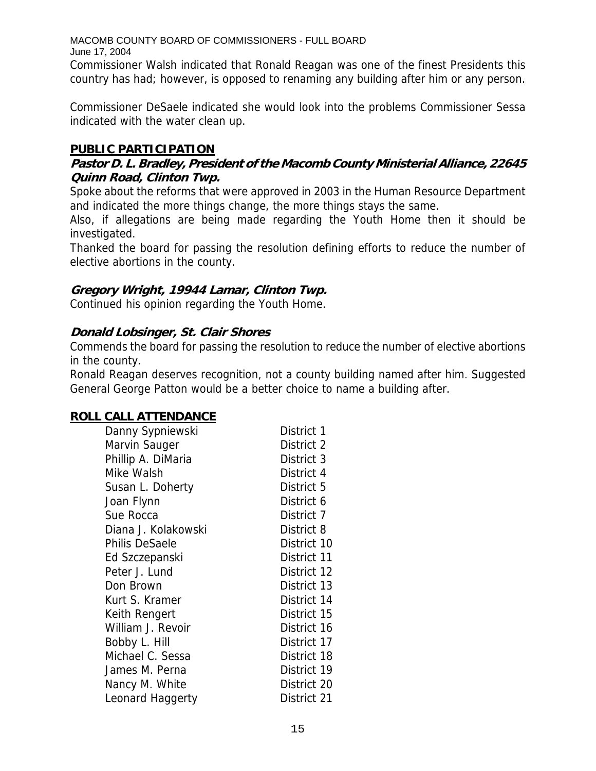Commissioner Walsh indicated that Ronald Reagan was one of the finest Presidents this country has had; however, is opposed to renaming any building after him or any person.

Commissioner DeSaele indicated she would look into the problems Commissioner Sessa indicated with the water clean up.

## PUBLIC PARTICIPATION

### *Pastor D. L. Bradley, President of the Macomb County Ministerial Alliance, 22645 Quinn Road, Clinton Twp.*

Spoke about the reforms that were approved in 2003 in the Human Resource Department and indicated the more things change, the more things stays the same.

Also, if allegations are being made regarding the Youth Home then it should be investigated.

Thanked the board for passing the resolution defining efforts to reduce the number of elective abortions in the county.

### *Gregory Wright, 19944 Lamar, Clinton Twp.*

Continued his opinion regarding the Youth Home.

### *Donald Lobsinger, St. Clair Shores*

Commends the board for passing the resolution to reduce the number of elective abortions in the county.

Ronald Reagan deserves recognition, not a county building named after him. Suggested General George Patton would be a better choice to name a building after.

## ROLL CALL ATTENDANCE

| | |
|---|---|
| Danny Sypniewski | District 1 |
| Marvin Sauger | District 2 |
| Phillip A. DiMaria | District 3 |
| Mike Walsh | District 4 |
| Susan L. Doherty | District 5 |
| Joan Flynn | District 6 |
| Sue Rocca | District 7 |
| Diana J. Kolakowski | District 8 |
| Philis DeSaele | District 10 |
| Ed Szczepanski | District 11 |
| Peter J. Lund | District 12 |
| Don Brown | District 13 |
| Kurt S. Kramer | District 14 |
| Keith Rengert | District 15 |
| William J. Revoir | District 16 |
| Bobby L. Hill | District 17 |
| Michael C. Sessa | District 18 |
| James M. Perna | District 19 |
| Nancy M. White | District 20 |
| Leonard Haggerty | District 21 |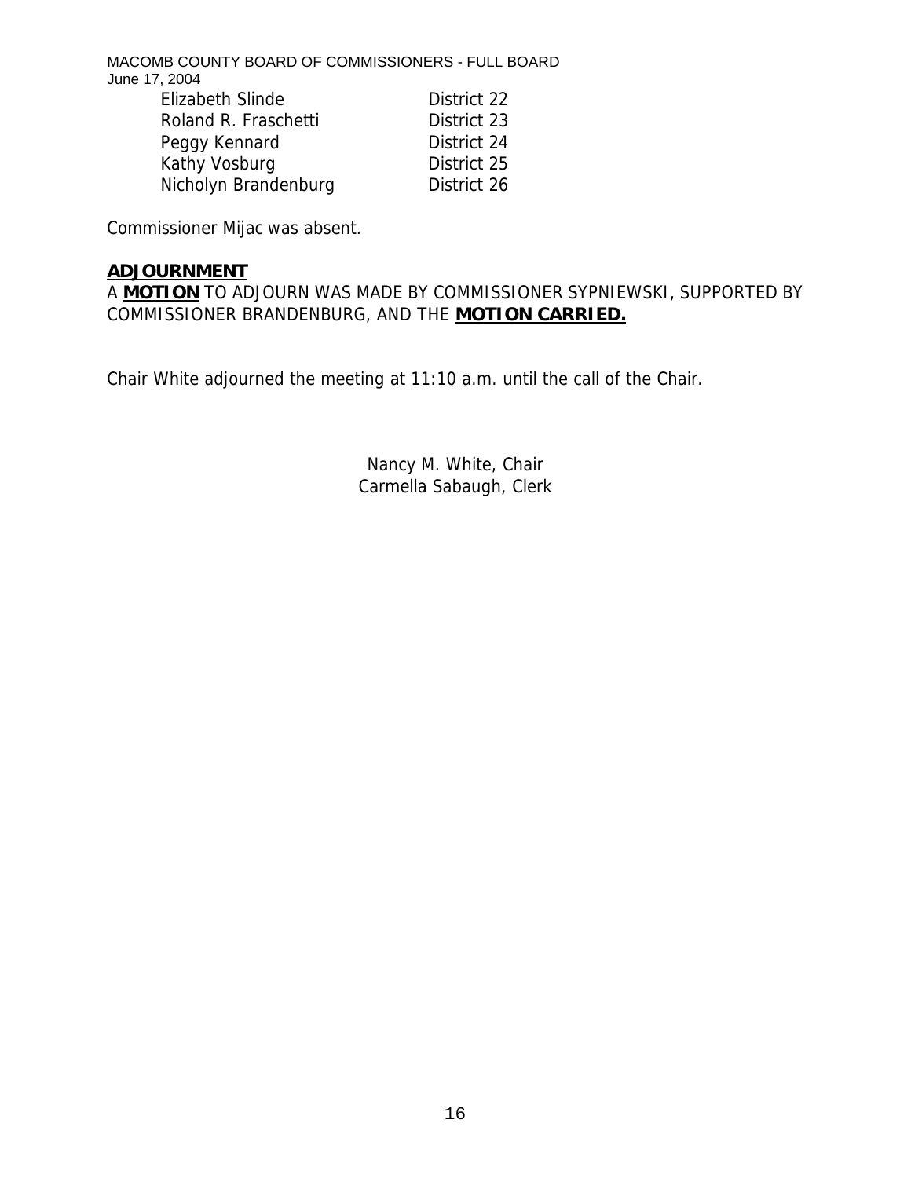| | |
|---|---|
| Elizabeth Slinde | District 22 |
| Roland R. Fraschetti | District 23 |
| Peggy Kennard | District 24 |
| Kathy Vosburg | District 25 |
| Nicholyn Brandenburg | District 26 |

Commissioner Mijac was absent.

**ADJOURNMENT**

A **MOTION** TO ADJOURN WAS MADE BY COMMISSIONER SYPNIEWSKI, SUPPORTED BY COMMISSIONER BRANDENBURG, AND THE **MOTION CARRIED.**

Chair White adjourned the meeting at 11:10 a.m. until the call of the Chair.

Nancy M. White, Chair
Carmella Sabaugh, Clerk